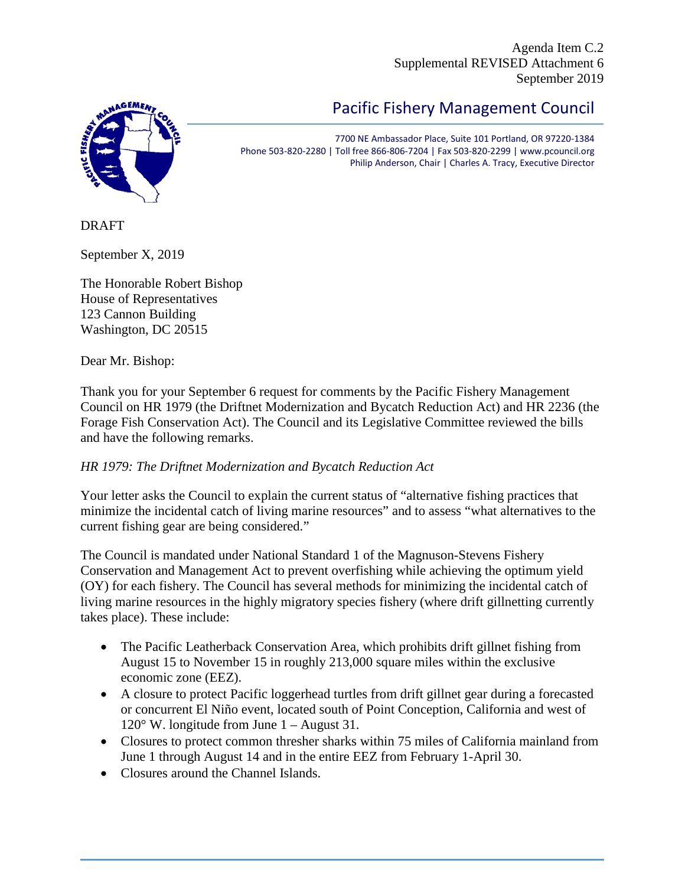Agenda Item C.2
Supplemental REVISED Attachment 6
September 2019

# Pacific Fishery Management Council

7700 NE Ambassador Place, Suite 101 Portland, OR 97220-1384
Phone 503-820-2280 | Toll free 866-806-7204 | Fax 503-820-2299 | www.pcouncil.org
Philip Anderson, Chair | Charles A. Tracy, Executive Director

DRAFT

September X, 2019

The Honorable Robert Bishop
House of Representatives
123 Cannon Building
Washington, DC 20515

Dear Mr. Bishop:

Thank you for your September 6 request for comments by the Pacific Fishery Management Council on HR 1979 (the Driftnet Modernization and Bycatch Reduction Act) and HR 2236 (the Forage Fish Conservation Act). The Council and its Legislative Committee reviewed the bills and have the following remarks.

*HR 1979: The Driftnet Modernization and Bycatch Reduction Act*

Your letter asks the Council to explain the current status of "alternative fishing practices that minimize the incidental catch of living marine resources" and to assess "what alternatives to the current fishing gear are being considered."

The Council is mandated under National Standard 1 of the Magnuson-Stevens Fishery Conservation and Management Act to prevent overfishing while achieving the optimum yield (OY) for each fishery. The Council has several methods for minimizing the incidental catch of living marine resources in the highly migratory species fishery (where drift gillnetting currently takes place). These include:

- The Pacific Leatherback Conservation Area, which prohibits drift gillnet fishing from August 15 to November 15 in roughly 213,000 square miles within the exclusive economic zone (EEZ).
- A closure to protect Pacific loggerhead turtles from drift gillnet gear during a forecasted or concurrent El Niño event, located south of Point Conception, California and west of 120° W. longitude from June 1 – August 31.
- Closures to protect common thresher sharks within 75 miles of California mainland from June 1 through August 14 and in the entire EEZ from February 1-April 30.
- Closures around the Channel Islands.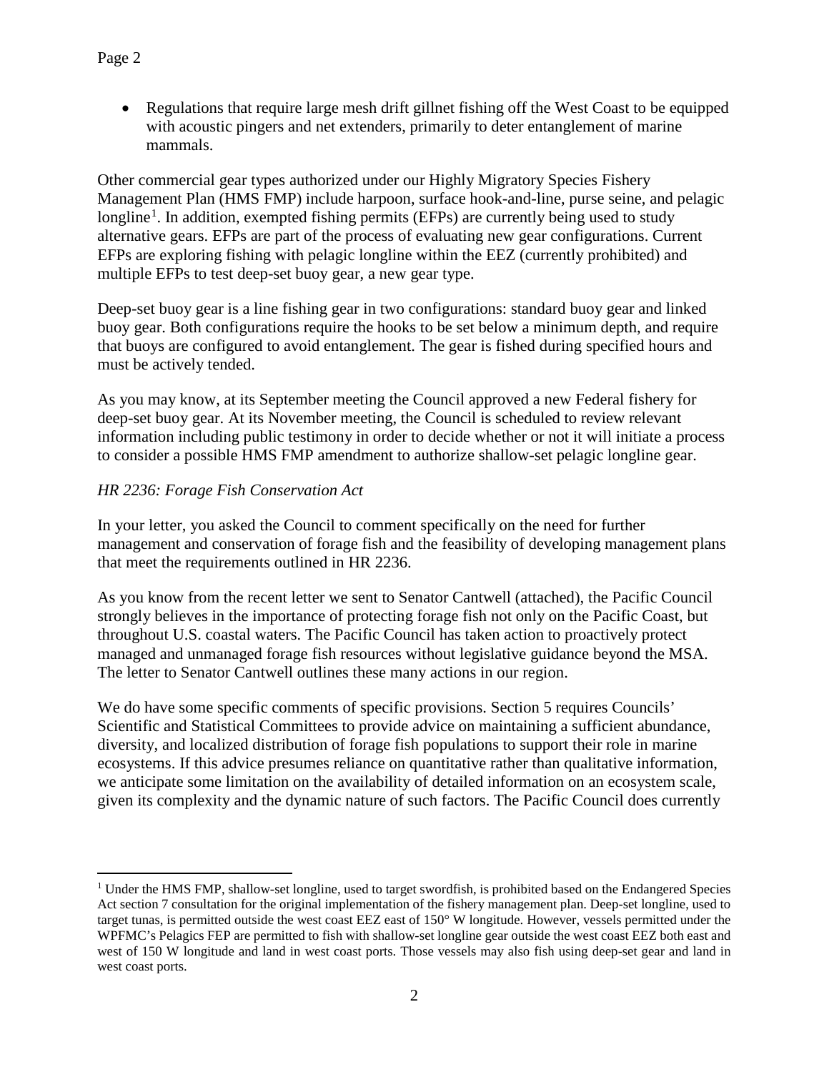- Regulations that require large mesh drift gillnet fishing off the West Coast to be equipped with acoustic pingers and net extenders, primarily to deter entanglement of marine mammals.

Other commercial gear types authorized under our Highly Migratory Species Fishery Management Plan (HMS FMP) include harpoon, surface hook-and-line, purse seine, and pelagic longline[1]. In addition, exempted fishing permits (EFPs) are currently being used to study alternative gears. EFPs are part of the process of evaluating new gear configurations. Current EFPs are exploring fishing with pelagic longline within the EEZ (currently prohibited) and multiple EFPs to test deep-set buoy gear, a new gear type.

Deep-set buoy gear is a line fishing gear in two configurations: standard buoy gear and linked buoy gear. Both configurations require the hooks to be set below a minimum depth, and require that buoys are configured to avoid entanglement. The gear is fished during specified hours and must be actively tended.

As you may know, at its September meeting the Council approved a new Federal fishery for deep-set buoy gear. At its November meeting, the Council is scheduled to review relevant information including public testimony in order to decide whether or not it will initiate a process to consider a possible HMS FMP amendment to authorize shallow-set pelagic longline gear.

*HR 2236: Forage Fish Conservation Act*

In your letter, you asked the Council to comment specifically on the need for further management and conservation of forage fish and the feasibility of developing management plans that meet the requirements outlined in HR 2236.

As you know from the recent letter we sent to Senator Cantwell (attached), the Pacific Council strongly believes in the importance of protecting forage fish not only on the Pacific Coast, but throughout U.S. coastal waters. The Pacific Council has taken action to proactively protect managed and unmanaged forage fish resources without legislative guidance beyond the MSA. The letter to Senator Cantwell outlines these many actions in our region.

We do have some specific comments of specific provisions. Section 5 requires Councils' Scientific and Statistical Committees to provide advice on maintaining a sufficient abundance, diversity, and localized distribution of forage fish populations to support their role in marine ecosystems. If this advice presumes reliance on quantitative rather than qualitative information, we anticipate some limitation on the availability of detailed information on an ecosystem scale, given its complexity and the dynamic nature of such factors. The Pacific Council does currently

---

[1] Under the HMS FMP, shallow-set longline, used to target swordfish, is prohibited based on the Endangered Species Act section 7 consultation for the original implementation of the fishery management plan. Deep-set longline, used to target tunas, is permitted outside the west coast EEZ east of 150° W longitude. However, vessels permitted under the WPFMC's Pelagics FEP are permitted to fish with shallow-set longline gear outside the west coast EEZ both east and west of 150 W longitude and land in west coast ports. Those vessels may also fish using deep-set gear and land in west coast ports.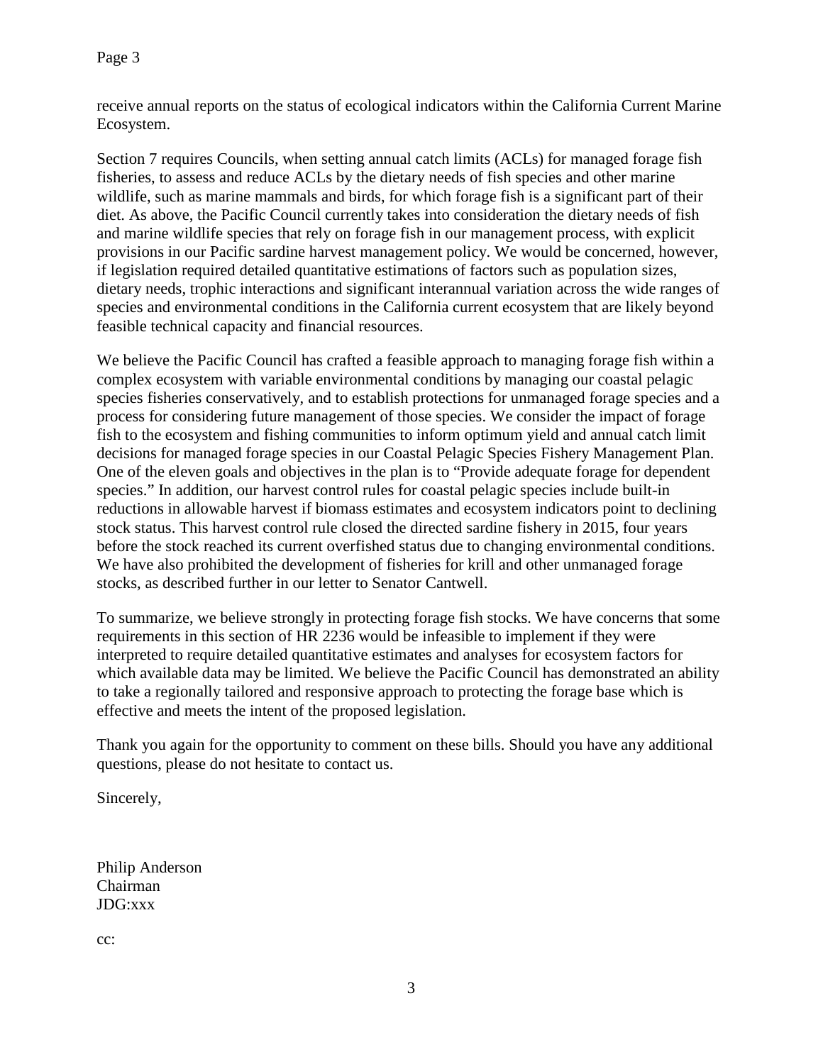receive annual reports on the status of ecological indicators within the California Current Marine Ecosystem.

Section 7 requires Councils, when setting annual catch limits (ACLs) for managed forage fish fisheries, to assess and reduce ACLs by the dietary needs of fish species and other marine wildlife, such as marine mammals and birds, for which forage fish is a significant part of their diet. As above, the Pacific Council currently takes into consideration the dietary needs of fish and marine wildlife species that rely on forage fish in our management process, with explicit provisions in our Pacific sardine harvest management policy. We would be concerned, however, if legislation required detailed quantitative estimations of factors such as population sizes, dietary needs, trophic interactions and significant interannual variation across the wide ranges of species and environmental conditions in the California current ecosystem that are likely beyond feasible technical capacity and financial resources.

We believe the Pacific Council has crafted a feasible approach to managing forage fish within a complex ecosystem with variable environmental conditions by managing our coastal pelagic species fisheries conservatively, and to establish protections for unmanaged forage species and a process for considering future management of those species. We consider the impact of forage fish to the ecosystem and fishing communities to inform optimum yield and annual catch limit decisions for managed forage species in our Coastal Pelagic Species Fishery Management Plan. One of the eleven goals and objectives in the plan is to "Provide adequate forage for dependent species." In addition, our harvest control rules for coastal pelagic species include built-in reductions in allowable harvest if biomass estimates and ecosystem indicators point to declining stock status. This harvest control rule closed the directed sardine fishery in 2015, four years before the stock reached its current overfished status due to changing environmental conditions. We have also prohibited the development of fisheries for krill and other unmanaged forage stocks, as described further in our letter to Senator Cantwell.

To summarize, we believe strongly in protecting forage fish stocks. We have concerns that some requirements in this section of HR 2236 would be infeasible to implement if they were interpreted to require detailed quantitative estimates and analyses for ecosystem factors for which available data may be limited. We believe the Pacific Council has demonstrated an ability to take a regionally tailored and responsive approach to protecting the forage base which is effective and meets the intent of the proposed legislation.

Thank you again for the opportunity to comment on these bills. Should you have any additional questions, please do not hesitate to contact us.

Sincerely,

Philip Anderson
Chairman
JDG:xxx

cc: